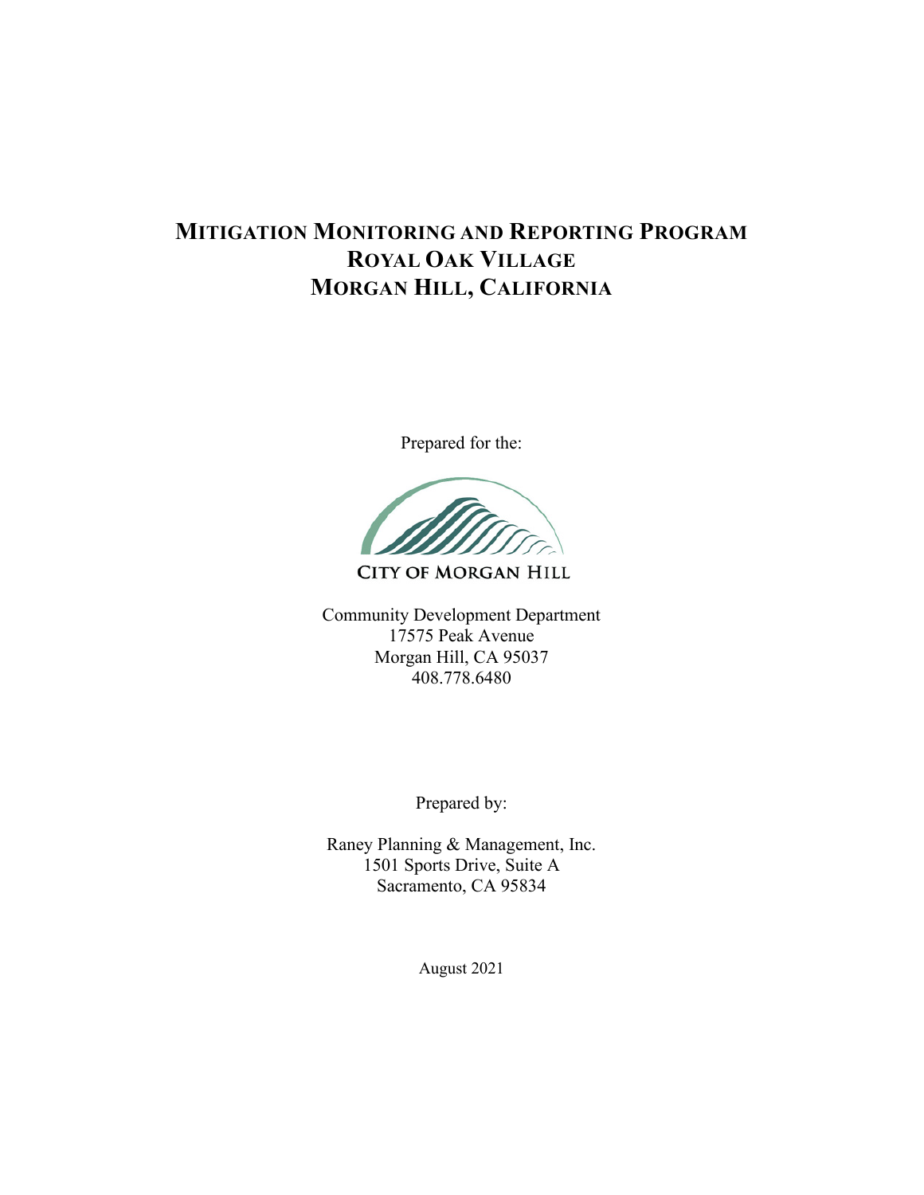# MITIGATION MONITORING AND REPORTING PROGRAM
# ROYAL OAK VILLAGE
# MORGAN HILL, CALIFORNIA

Prepared for the:

CITY OF MORGAN HILL

Community Development Department
17575 Peak Avenue
Morgan Hill, CA 95037
408.778.6480

Prepared by:

Raney Planning & Management, Inc.
1501 Sports Drive, Suite A
Sacramento, CA 95834

August 2021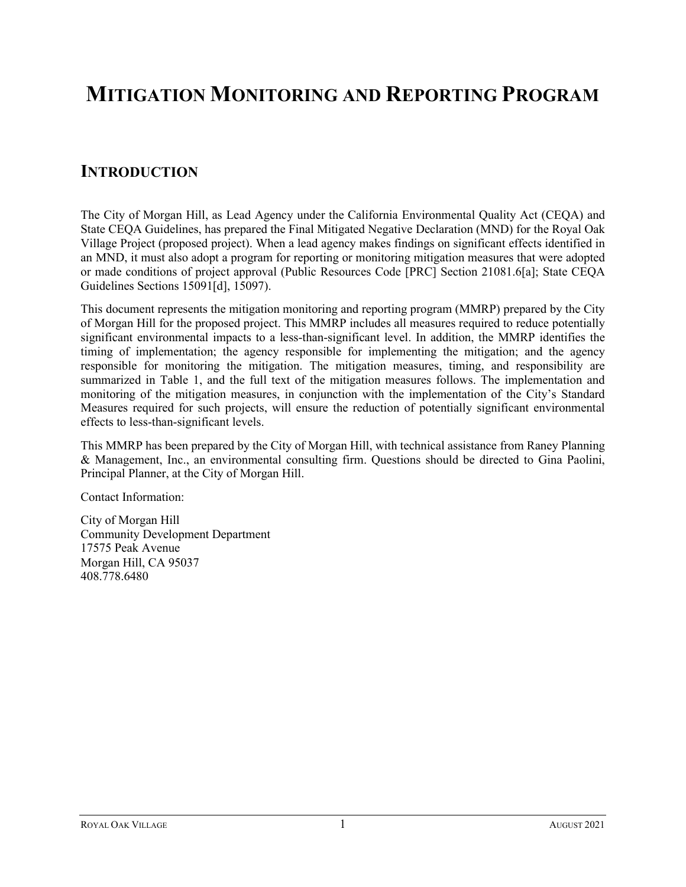# MITIGATION MONITORING AND REPORTING PROGRAM

## INTRODUCTION

The City of Morgan Hill, as Lead Agency under the California Environmental Quality Act (CEQA) and State CEQA Guidelines, has prepared the Final Mitigated Negative Declaration (MND) for the Royal Oak Village Project (proposed project). When a lead agency makes findings on significant effects identified in an MND, it must also adopt a program for reporting or monitoring mitigation measures that were adopted or made conditions of project approval (Public Resources Code [PRC] Section 21081.6[a]; State CEQA Guidelines Sections 15091[d], 15097).

This document represents the mitigation monitoring and reporting program (MMRP) prepared by the City of Morgan Hill for the proposed project. This MMRP includes all measures required to reduce potentially significant environmental impacts to a less-than-significant level. In addition, the MMRP identifies the timing of implementation; the agency responsible for implementing the mitigation; and the agency responsible for monitoring the mitigation. The mitigation measures, timing, and responsibility are summarized in Table 1, and the full text of the mitigation measures follows. The implementation and monitoring of the mitigation measures, in conjunction with the implementation of the City's Standard Measures required for such projects, will ensure the reduction of potentially significant environmental effects to less-than-significant levels.

This MMRP has been prepared by the City of Morgan Hill, with technical assistance from Raney Planning & Management, Inc., an environmental consulting firm. Questions should be directed to Gina Paolini, Principal Planner, at the City of Morgan Hill.

Contact Information:

City of Morgan Hill
Community Development Department
17575 Peak Avenue
Morgan Hill, CA 95037
408.778.6480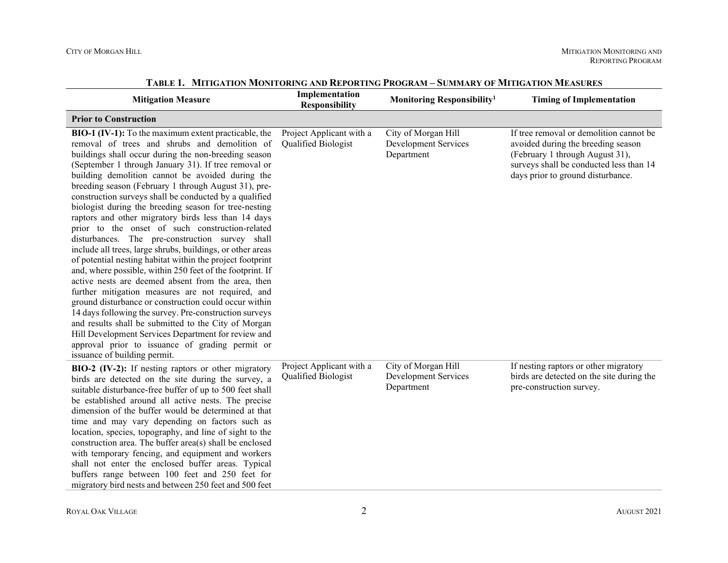**Table 1. Mitigation Monitoring and Reporting Program – Summary of Mitigation Measures**

| Mitigation Measure | Implementation Responsibility | Monitoring Responsibility[1] | Timing of Implementation |
|---|---|---|---|
| **Prior to Construction** | | | |
| **BIO-1 (IV-1):** To the maximum extent practicable, the removal of trees and shrubs and demolition of buildings shall occur during the non-breeding season (September 1 through January 31). If tree removal or building demolition cannot be avoided during the breeding season (February 1 through August 31), pre-construction surveys shall be conducted by a qualified biologist during the breeding season for tree-nesting raptors and other migratory birds less than 14 days prior to the onset of such construction-related disturbances. The pre-construction survey shall include all trees, large shrubs, buildings, or other areas of potential nesting habitat within the project footprint and, where possible, within 250 feet of the footprint. If active nests are deemed absent from the area, then further mitigation measures are not required, and ground disturbance or construction could occur within 14 days following the survey. Pre-construction surveys and results shall be submitted to the City of Morgan Hill Development Services Department for review and approval prior to issuance of grading permit or issuance of building permit. | Project Applicant with a Qualified Biologist | City of Morgan Hill Development Services Department | If tree removal or demolition cannot be avoided during the breeding season (February 1 through August 31), surveys shall be conducted less than 14 days prior to ground disturbance. |
| **BIO-2 (IV-2):** If nesting raptors or other migratory birds are detected on the site during the survey, a suitable disturbance-free buffer of up to 500 feet shall be established around all active nests. The precise dimension of the buffer would be determined at that time and may vary depending on factors such as location, species, topography, and line of sight to the construction area. The buffer area(s) shall be enclosed with temporary fencing, and equipment and workers shall not enter the enclosed buffer areas. Typical buffers range between 100 feet and 250 feet for migratory bird nests and between 250 feet and 500 feet | Project Applicant with a Qualified Biologist | City of Morgan Hill Development Services Department | If nesting raptors or other migratory birds are detected on the site during the pre-construction survey. |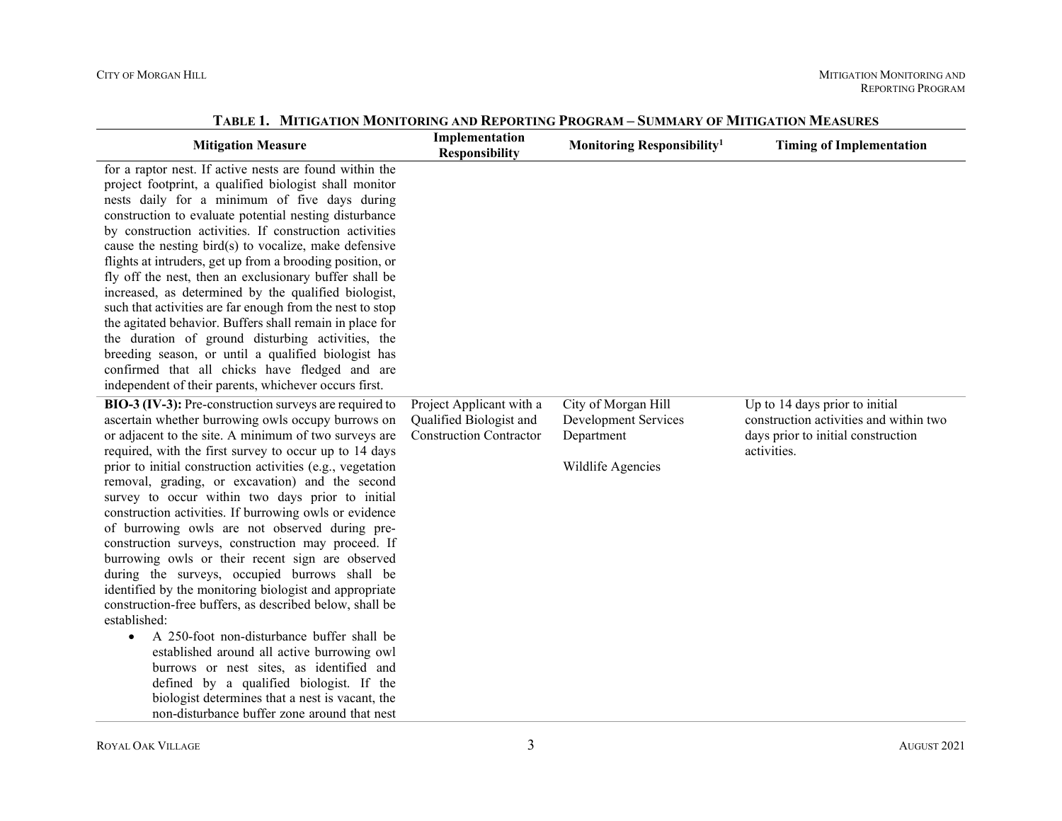**TABLE 1. MITIGATION MONITORING AND REPORTING PROGRAM – SUMMARY OF MITIGATION MEASURES**

| Mitigation Measure | Implementation Responsibility | Monitoring Responsibility[1] | Timing of Implementation |
|---|---|---|---|
| for a raptor nest. If active nests are found within the project footprint, a qualified biologist shall monitor nests daily for a minimum of five days during construction to evaluate potential nesting disturbance by construction activities. If construction activities cause the nesting bird(s) to vocalize, make defensive flights at intruders, get up from a brooding position, or fly off the nest, then an exclusionary buffer shall be increased, as determined by the qualified biologist, such that activities are far enough from the nest to stop the agitated behavior. Buffers shall remain in place for the duration of ground disturbing activities, the breeding season, or until a qualified biologist has confirmed that all chicks have fledged and are independent of their parents, whichever occurs first. | | | |
| **BIO-3 (IV-3):** Pre-construction surveys are required to ascertain whether burrowing owls occupy burrows on or adjacent to the site. A minimum of two surveys are required, with the first survey to occur up to 14 days prior to initial construction activities (e.g., vegetation removal, grading, or excavation) and the second survey to occur within two days prior to initial construction activities. If burrowing owls or evidence of burrowing owls are not observed during pre-construction surveys, construction may proceed. If burrowing owls or their recent sign are observed during the surveys, occupied burrows shall be identified by the monitoring biologist and appropriate construction-free buffers, as described below, shall be established: <br>• A 250-foot non-disturbance buffer shall be established around all active burrowing owl burrows or nest sites, as identified and defined by a qualified biologist. If the biologist determines that a nest is vacant, the non-disturbance buffer zone around that nest | Project Applicant with a Qualified Biologist and Construction Contractor | City of Morgan Hill Development Services Department <br><br> Wildlife Agencies | Up to 14 days prior to initial construction activities and within two days prior to initial construction activities. |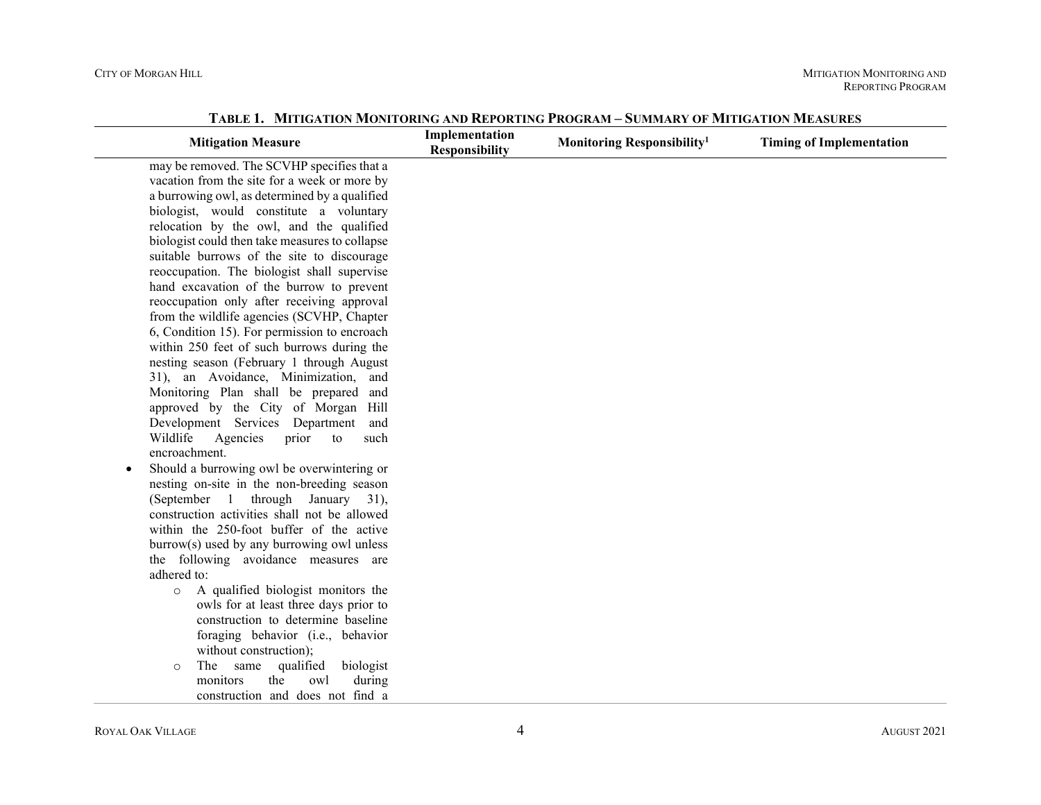**Table 1. Mitigation Monitoring and Reporting Program – Summary of Mitigation Measures**

| Mitigation Measure | Implementation Responsibility | Monitoring Responsibility[1] | Timing of Implementation |
|---|---|---|---|
| may be removed. The SCVHP specifies that a vacation from the site for a week or more by a burrowing owl, as determined by a qualified biologist, would constitute a voluntary relocation by the owl, and the qualified biologist could then take measures to collapse suitable burrows of the site to discourage reoccupation. The biologist shall supervise hand excavation of the burrow to prevent reoccupation only after receiving approval from the wildlife agencies (SCVHP, Chapter 6, Condition 15). For permission to encroach within 250 feet of such burrows during the nesting season (February 1 through August 31), an Avoidance, Minimization, and Monitoring Plan shall be prepared and approved by the City of Morgan Hill Development Services Department and Wildlife Agencies prior to such encroachment.<br>• Should a burrowing owl be overwintering or nesting on-site in the non-breeding season (September 1 through January 31), construction activities shall not be allowed within the 250-foot buffer of the active burrow(s) used by any burrowing owl unless the following avoidance measures are adhered to:<br>  ○ A qualified biologist monitors the owls for at least three days prior to construction to determine baseline foraging behavior (i.e., behavior without construction);<br>  ○ The same qualified biologist monitors the owl during construction and does not find a | | | |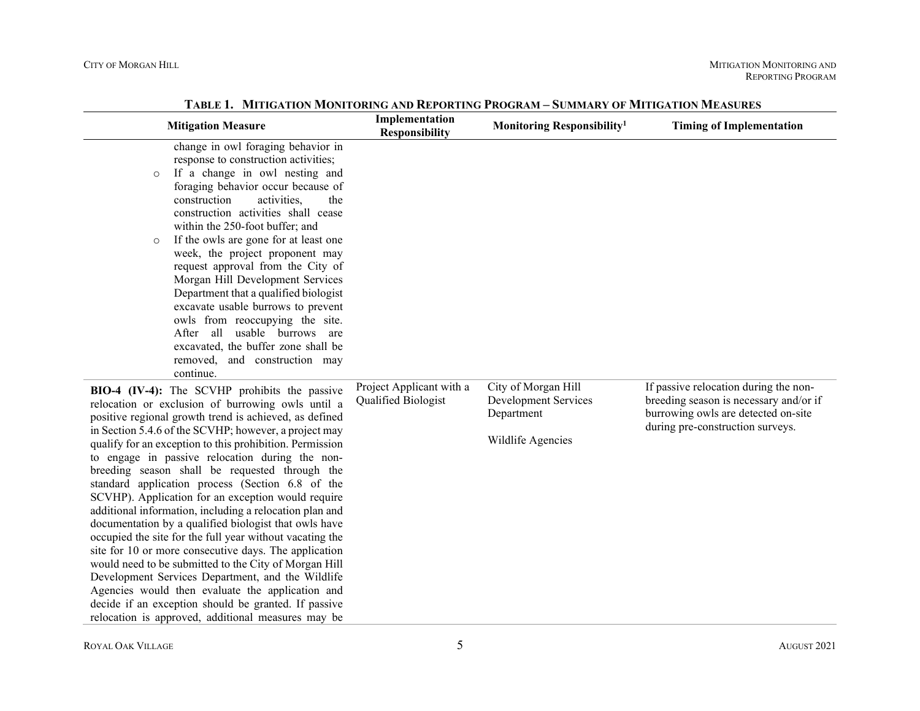**Table 1. Mitigation Monitoring and Reporting Program – Summary of Mitigation Measures**

| Mitigation Measure | Implementation Responsibility | Monitoring Responsibility[1] | Timing of Implementation |
|---|---|---|---|
| change in owl foraging behavior in response to construction activities;<br>○ If a change in owl nesting and foraging behavior occur because of construction activities, the construction activities shall cease within the 250-foot buffer; and<br>○ If the owls are gone for at least one week, the project proponent may request approval from the City of Morgan Hill Development Services Department that a qualified biologist excavate usable burrows to prevent owls from reoccupying the site. After all usable burrows are excavated, the buffer zone shall be removed, and construction may continue. | | | |
| **BIO-4 (IV-4):** The SCVHP prohibits the passive relocation or exclusion of burrowing owls until a positive regional growth trend is achieved, as defined in Section 5.4.6 of the SCVHP; however, a project may qualify for an exception to this prohibition. Permission to engage in passive relocation during the non-breeding season shall be requested through the standard application process (Section 6.8 of the SCVHP). Application for an exception would require additional information, including a relocation plan and documentation by a qualified biologist that owls have occupied the site for the full year without vacating the site for 10 or more consecutive days. The application would need to be submitted to the City of Morgan Hill Development Services Department, and the Wildlife Agencies would then evaluate the application and decide if an exception should be granted. If passive relocation is approved, additional measures may be | Project Applicant with a Qualified Biologist | City of Morgan Hill Development Services Department<br><br>Wildlife Agencies | If passive relocation during the non-breeding season is necessary and/or if burrowing owls are detected on-site during pre-construction surveys. |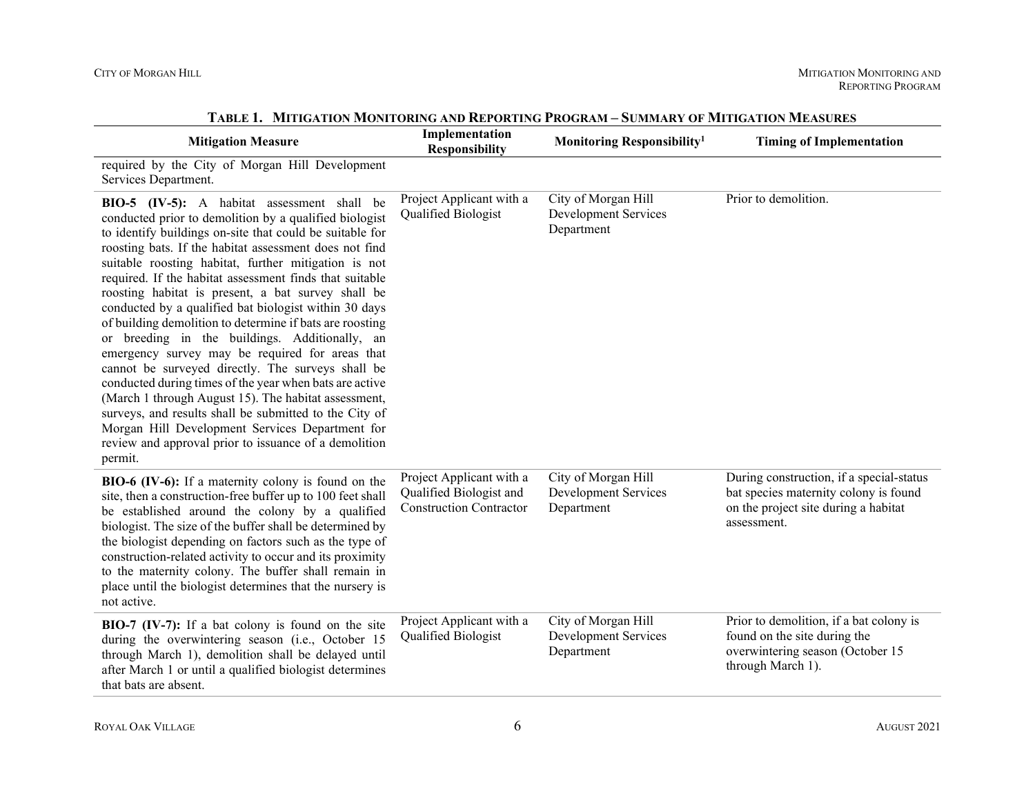**Table 1. Mitigation Monitoring and Reporting Program – Summary of Mitigation Measures**

| Mitigation Measure | Implementation Responsibility | Monitoring Responsibility[1] | Timing of Implementation |
|---|---|---|---|
| required by the City of Morgan Hill Development Services Department. | | | |
| **BIO-5 (IV-5):** A habitat assessment shall be conducted prior to demolition by a qualified biologist to identify buildings on-site that could be suitable for roosting bats. If the habitat assessment does not find suitable roosting habitat, further mitigation is not required. If the habitat assessment finds that suitable roosting habitat is present, a bat survey shall be conducted by a qualified bat biologist within 30 days of building demolition to determine if bats are roosting or breeding in the buildings. Additionally, an emergency survey may be required for areas that cannot be surveyed directly. The surveys shall be conducted during times of the year when bats are active (March 1 through August 15). The habitat assessment, surveys, and results shall be submitted to the City of Morgan Hill Development Services Department for review and approval prior to issuance of a demolition permit. | Project Applicant with a Qualified Biologist | City of Morgan Hill Development Services Department | Prior to demolition. |
| **BIO-6 (IV-6):** If a maternity colony is found on the site, then a construction-free buffer up to 100 feet shall be established around the colony by a qualified biologist. The size of the buffer shall be determined by the biologist depending on factors such as the type of construction-related activity to occur and its proximity to the maternity colony. The buffer shall remain in place until the biologist determines that the nursery is not active. | Project Applicant with a Qualified Biologist and Construction Contractor | City of Morgan Hill Development Services Department | During construction, if a special-status bat species maternity colony is found on the project site during a habitat assessment. |
| **BIO-7 (IV-7):** If a bat colony is found on the site during the overwintering season (i.e., October 15 through March 1), demolition shall be delayed until after March 1 or until a qualified biologist determines that bats are absent. | Project Applicant with a Qualified Biologist | City of Morgan Hill Development Services Department | Prior to demolition, if a bat colony is found on the site during the overwintering season (October 15 through March 1). |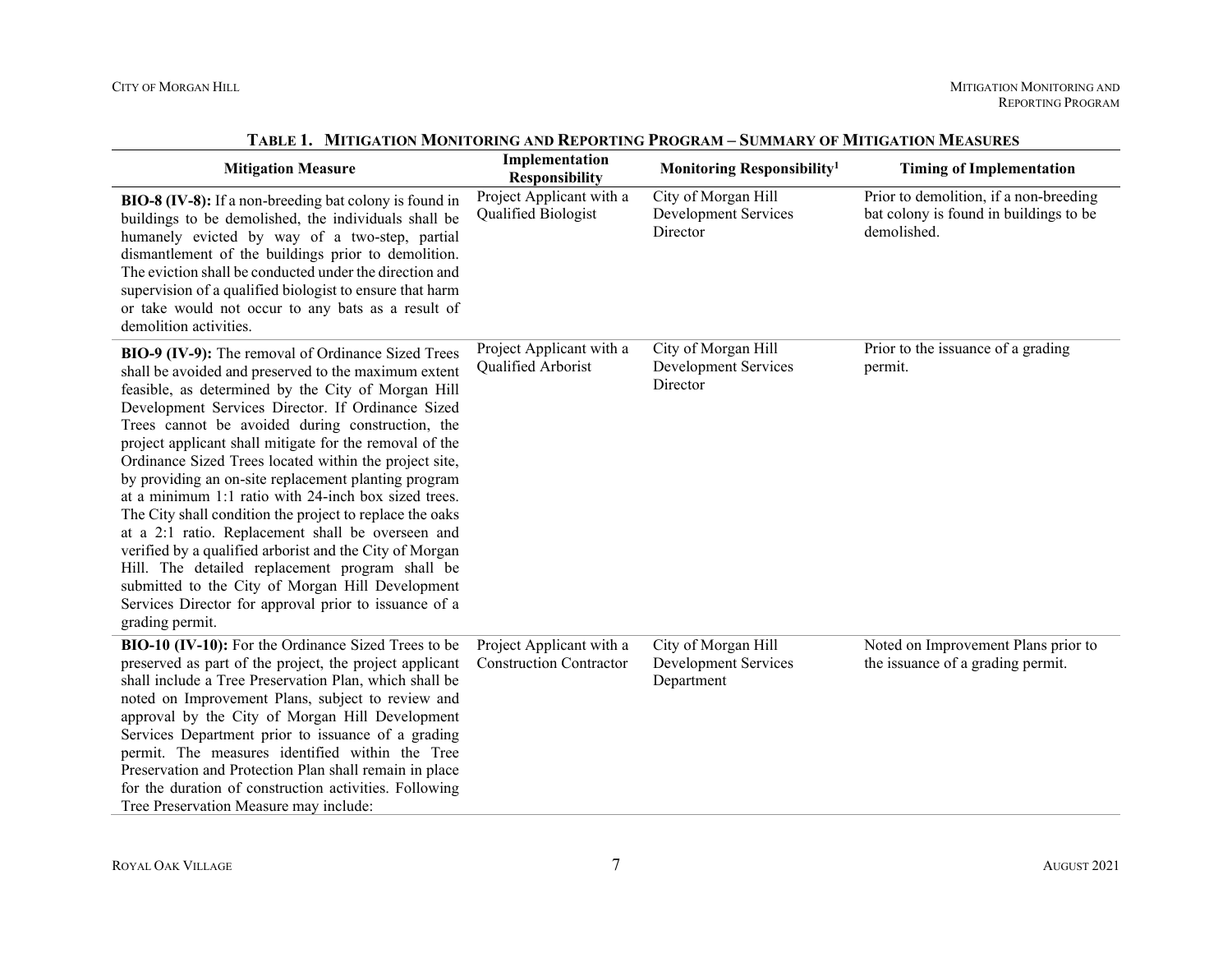**Table 1. Mitigation Monitoring and Reporting Program – Summary of Mitigation Measures**

| Mitigation Measure | Implementation Responsibility | Monitoring Responsibility[1] | Timing of Implementation |
|---|---|---|---|
| **BIO-8 (IV-8):** If a non-breeding bat colony is found in buildings to be demolished, the individuals shall be humanely evicted by way of a two-step, partial dismantlement of the buildings prior to demolition. The eviction shall be conducted under the direction and supervision of a qualified biologist to ensure that harm or take would not occur to any bats as a result of demolition activities. | Project Applicant with a Qualified Biologist | City of Morgan Hill Development Services Director | Prior to demolition, if a non-breeding bat colony is found in buildings to be demolished. |
| **BIO-9 (IV-9):** The removal of Ordinance Sized Trees shall be avoided and preserved to the maximum extent feasible, as determined by the City of Morgan Hill Development Services Director. If Ordinance Sized Trees cannot be avoided during construction, the project applicant shall mitigate for the removal of the Ordinance Sized Trees located within the project site, by providing an on-site replacement planting program at a minimum 1:1 ratio with 24-inch box sized trees. The City shall condition the project to replace the oaks at a 2:1 ratio. Replacement shall be overseen and verified by a qualified arborist and the City of Morgan Hill. The detailed replacement program shall be submitted to the City of Morgan Hill Development Services Director for approval prior to issuance of a grading permit. | Project Applicant with a Qualified Arborist | City of Morgan Hill Development Services Director | Prior to the issuance of a grading permit. |
| **BIO-10 (IV-10):** For the Ordinance Sized Trees to be preserved as part of the project, the project applicant shall include a Tree Preservation Plan, which shall be noted on Improvement Plans, subject to review and approval by the City of Morgan Hill Development Services Department prior to issuance of a grading permit. The measures identified within the Tree Preservation and Protection Plan shall remain in place for the duration of construction activities. Following Tree Preservation Measure may include: | Project Applicant with a Construction Contractor | City of Morgan Hill Development Services Department | Noted on Improvement Plans prior to the issuance of a grading permit. |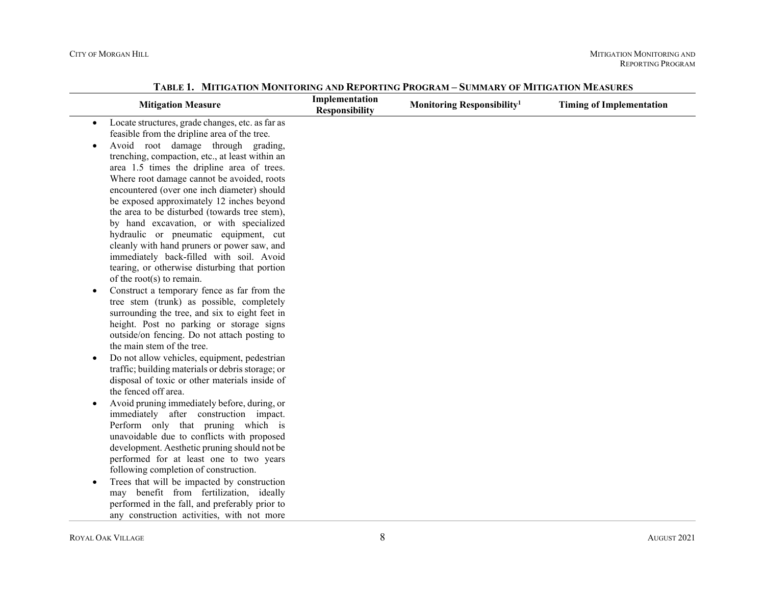**Table 1. Mitigation Monitoring and Reporting Program – Summary of Mitigation Measures**

| Mitigation Measure | Implementation Responsibility | Monitoring Responsibility[1] | Timing of Implementation |
|---|---|---|---|
| • Locate structures, grade changes, etc. as far as feasible from the dripline area of the tree.<br>• Avoid root damage through grading, trenching, compaction, etc., at least within an area 1.5 times the dripline area of trees. Where root damage cannot be avoided, roots encountered (over one inch diameter) should be exposed approximately 12 inches beyond the area to be disturbed (towards tree stem), by hand excavation, or with specialized hydraulic or pneumatic equipment, cut cleanly with hand pruners or power saw, and immediately back-filled with soil. Avoid tearing, or otherwise disturbing that portion of the root(s) to remain.<br>• Construct a temporary fence as far from the tree stem (trunk) as possible, completely surrounding the tree, and six to eight feet in height. Post no parking or storage signs outside/on fencing. Do not attach posting to the main stem of the tree.<br>• Do not allow vehicles, equipment, pedestrian traffic; building materials or debris storage; or disposal of toxic or other materials inside of the fenced off area.<br>• Avoid pruning immediately before, during, or immediately after construction impact. Perform only that pruning which is unavoidable due to conflicts with proposed development. Aesthetic pruning should not be performed for at least one to two years following completion of construction.<br>• Trees that will be impacted by construction may benefit from fertilization, ideally performed in the fall, and preferably prior to any construction activities, with not more | | | |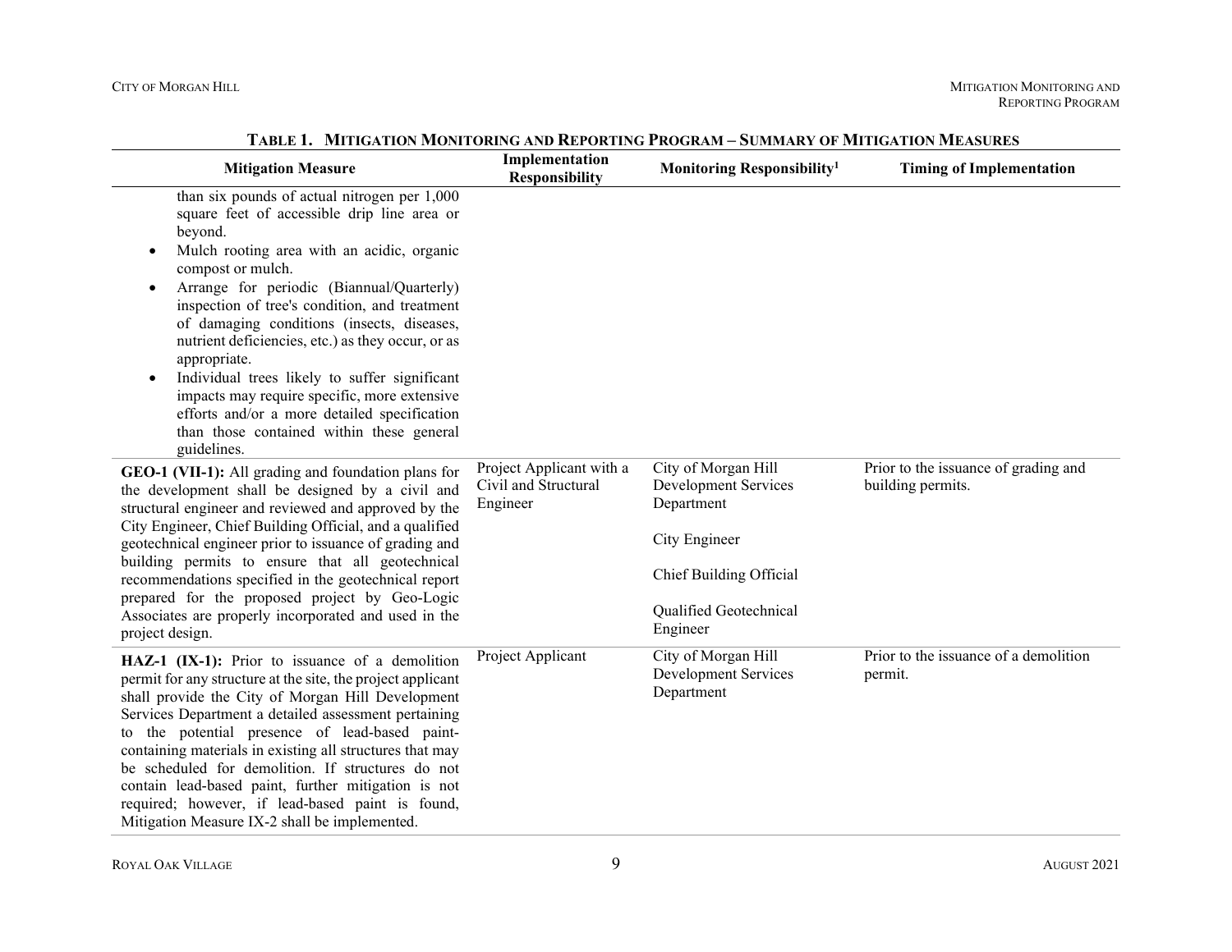**Table 1. Mitigation Monitoring and Reporting Program – Summary of Mitigation Measures**

| Mitigation Measure | Implementation Responsibility | Monitoring Responsibility[1] | Timing of Implementation |
|---|---|---|---|
| than six pounds of actual nitrogen per 1,000 square feet of accessible drip line area or beyond.<br>• Mulch rooting area with an acidic, organic compost or mulch.<br>• Arrange for periodic (Biannual/Quarterly) inspection of tree's condition, and treatment of damaging conditions (insects, diseases, nutrient deficiencies, etc.) as they occur, or as appropriate.<br>• Individual trees likely to suffer significant impacts may require specific, more extensive efforts and/or a more detailed specification than those contained within these general guidelines. | | | |
| **GEO-1 (VII-1):** All grading and foundation plans for the development shall be designed by a civil and structural engineer and reviewed and approved by the City Engineer, Chief Building Official, and a qualified geotechnical engineer prior to issuance of grading and building permits to ensure that all geotechnical recommendations specified in the geotechnical report prepared for the proposed project by Geo-Logic Associates are properly incorporated and used in the project design. | Project Applicant with a Civil and Structural Engineer | City of Morgan Hill Development Services Department<br><br>City Engineer<br><br>Chief Building Official<br><br>Qualified Geotechnical Engineer | Prior to the issuance of grading and building permits. |
| **HAZ-1 (IX-1):** Prior to issuance of a demolition permit for any structure at the site, the project applicant shall provide the City of Morgan Hill Development Services Department a detailed assessment pertaining to the potential presence of lead-based paint-containing materials in existing all structures that may be scheduled for demolition. If structures do not contain lead-based paint, further mitigation is not required; however, if lead-based paint is found, Mitigation Measure IX-2 shall be implemented. | Project Applicant | City of Morgan Hill Development Services Department | Prior to the issuance of a demolition permit. |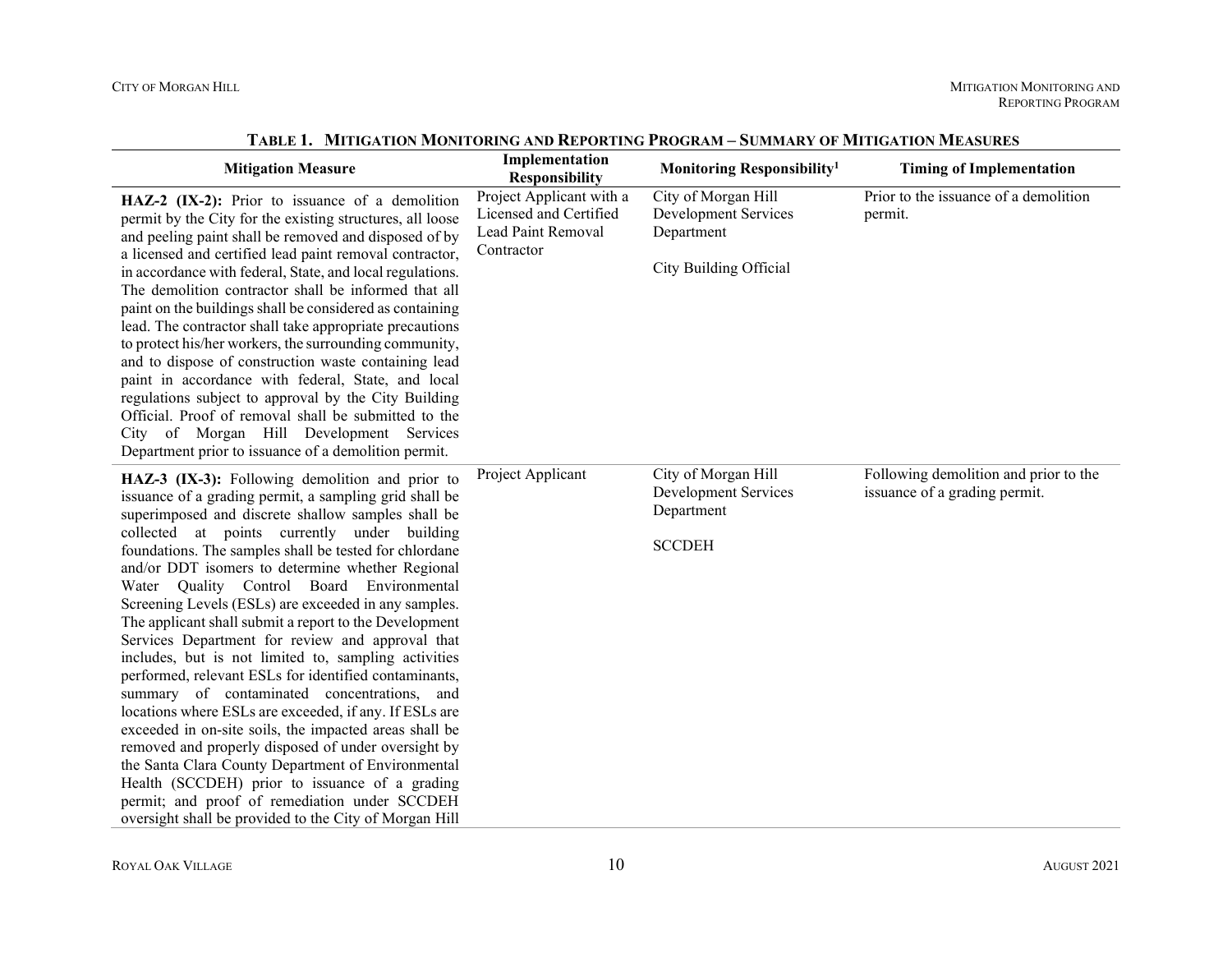**Table 1. Mitigation Monitoring and Reporting Program – Summary of Mitigation Measures**

| Mitigation Measure | Implementation Responsibility | Monitoring Responsibility[1] | Timing of Implementation |
|---|---|---|---|
| **HAZ-2 (IX-2):** Prior to issuance of a demolition permit by the City for the existing structures, all loose and peeling paint shall be removed and disposed of by a licensed and certified lead paint removal contractor, in accordance with federal, State, and local regulations. The demolition contractor shall be informed that all paint on the buildings shall be considered as containing lead. The contractor shall take appropriate precautions to protect his/her workers, the surrounding community, and to dispose of construction waste containing lead paint in accordance with federal, State, and local regulations subject to approval by the City Building Official. Proof of removal shall be submitted to the City of Morgan Hill Development Services Department prior to issuance of a demolition permit. | Project Applicant with a Licensed and Certified Lead Paint Removal Contractor | City of Morgan Hill Development Services Department<br><br>City Building Official | Prior to the issuance of a demolition permit. |
| **HAZ-3 (IX-3):** Following demolition and prior to issuance of a grading permit, a sampling grid shall be superimposed and discrete shallow samples shall be collected at points currently under building foundations. The samples shall be tested for chlordane and/or DDT isomers to determine whether Regional Water Quality Control Board Environmental Screening Levels (ESLs) are exceeded in any samples. The applicant shall submit a report to the Development Services Department for review and approval that includes, but is not limited to, sampling activities performed, relevant ESLs for identified contaminants, summary of contaminated concentrations, and locations where ESLs are exceeded, if any. If ESLs are exceeded in on-site soils, the impacted areas shall be removed and properly disposed of under oversight by the Santa Clara County Department of Environmental Health (SCCDEH) prior to issuance of a grading permit; and proof of remediation under SCCDEH oversight shall be provided to the City of Morgan Hill | Project Applicant | City of Morgan Hill Development Services Department<br><br>SCCDEH | Following demolition and prior to the issuance of a grading permit. |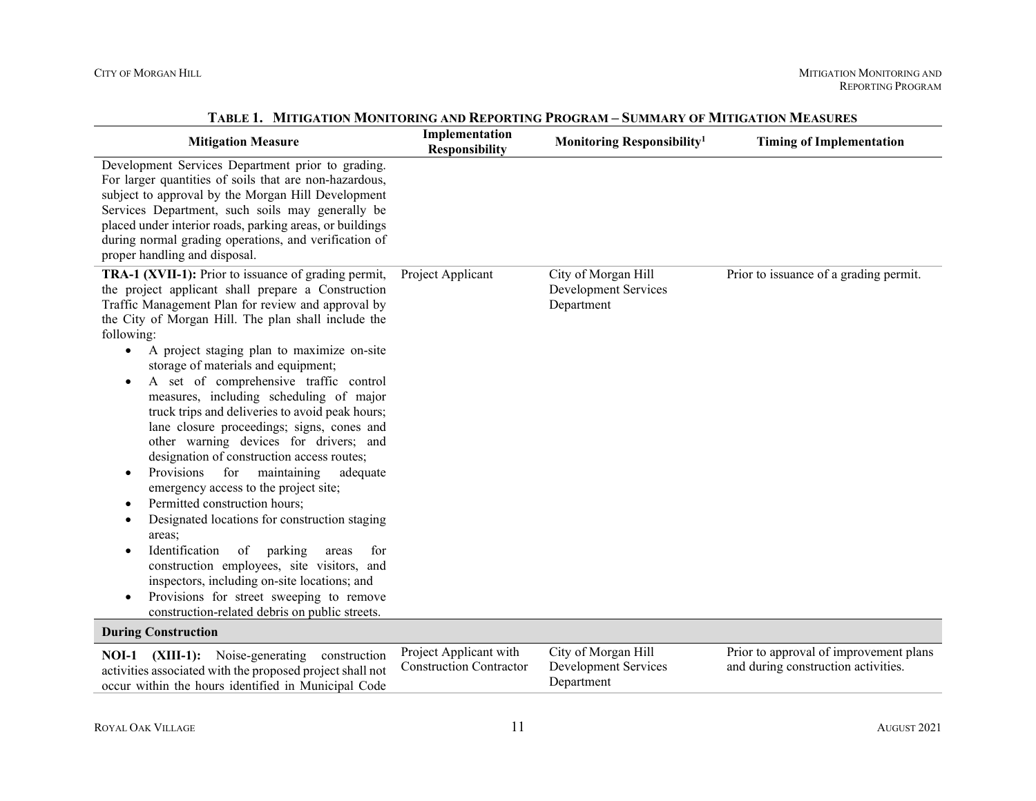**Table 1. Mitigation Monitoring and Reporting Program – Summary of Mitigation Measures**

| Mitigation Measure | Implementation Responsibility | Monitoring Responsibility[1] | Timing of Implementation |
|---|---|---|---|
| Development Services Department prior to grading. For larger quantities of soils that are non-hazardous, subject to approval by the Morgan Hill Development Services Department, such soils may generally be placed under interior roads, parking areas, or buildings during normal grading operations, and verification of proper handling and disposal. | | | |
| **TRA-1 (XVII-1):** Prior to issuance of grading permit, the project applicant shall prepare a Construction Traffic Management Plan for review and approval by the City of Morgan Hill. The plan shall include the following: <br>• A project staging plan to maximize on-site storage of materials and equipment; <br>• A set of comprehensive traffic control measures, including scheduling of major truck trips and deliveries to avoid peak hours; lane closure proceedings; signs, cones and other warning devices for drivers; and designation of construction access routes; <br>• Provisions for maintaining adequate emergency access to the project site; <br>• Permitted construction hours; <br>• Designated locations for construction staging areas; <br>• Identification of parking areas for construction employees, site visitors, and inspectors, including on-site locations; and <br>• Provisions for street sweeping to remove construction-related debris on public streets. | Project Applicant | City of Morgan Hill Development Services Department | Prior to issuance of a grading permit. |
| **During Construction** | | | |
| **NOI-1 (XIII-1):** Noise-generating construction activities associated with the proposed project shall not occur within the hours identified in Municipal Code | Project Applicant with Construction Contractor | City of Morgan Hill Development Services Department | Prior to approval of improvement plans and during construction activities. |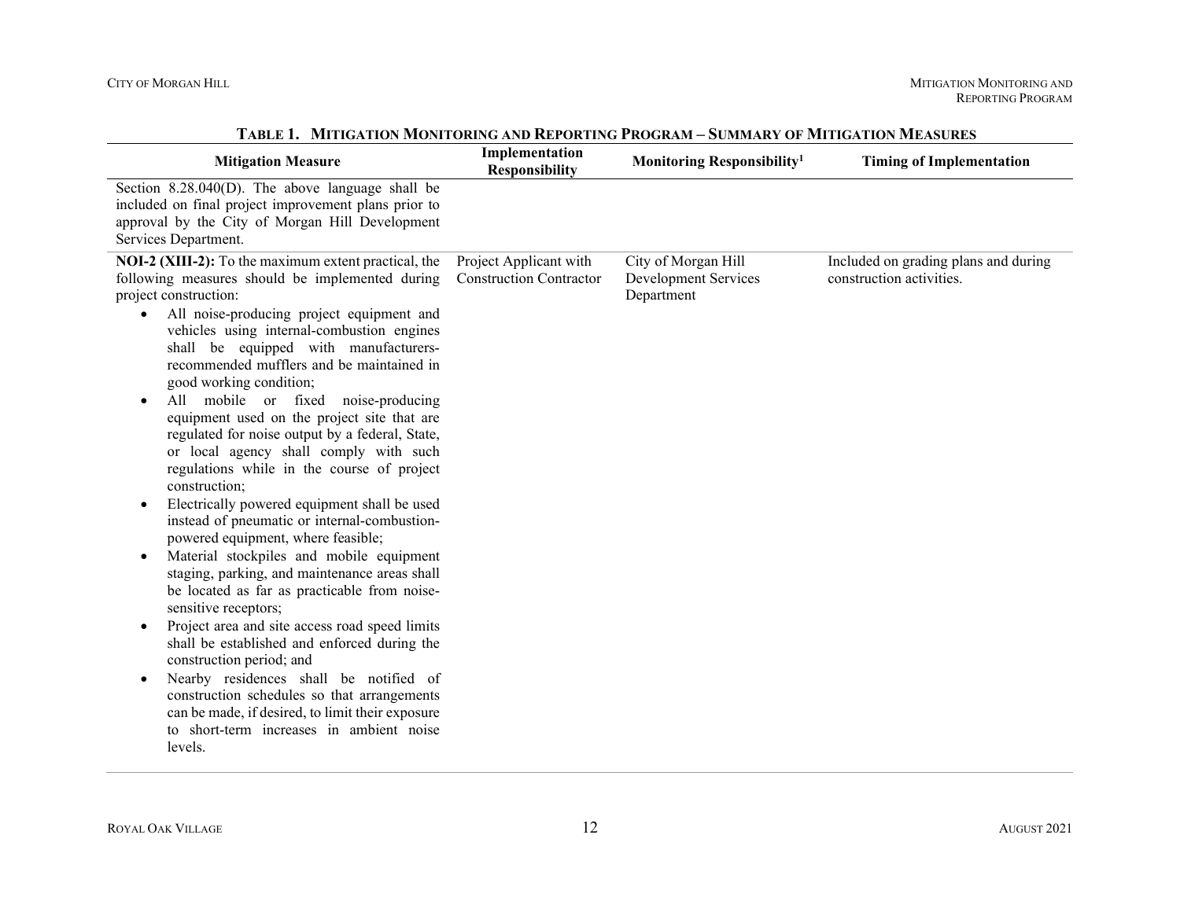**Table 1. Mitigation Monitoring and Reporting Program – Summary of Mitigation Measures**

| Mitigation Measure | Implementation Responsibility | Monitoring Responsibility[1] | Timing of Implementation |
|---|---|---|---|
| Section 8.28.040(D). The above language shall be included on final project improvement plans prior to approval by the City of Morgan Hill Development Services Department. | | | |
| **NOI-2 (XIII-2):** To the maximum extent practical, the following measures should be implemented during project construction:<br>• All noise-producing project equipment and vehicles using internal-combustion engines shall be equipped with manufacturers-recommended mufflers and be maintained in good working condition;<br>• All mobile or fixed noise-producing equipment used on the project site that are regulated for noise output by a federal, State, or local agency shall comply with such regulations while in the course of project construction;<br>• Electrically powered equipment shall be used instead of pneumatic or internal-combustion-powered equipment, where feasible;<br>• Material stockpiles and mobile equipment staging, parking, and maintenance areas shall be located as far as practicable from noise-sensitive receptors;<br>• Project area and site access road speed limits shall be established and enforced during the construction period; and<br>• Nearby residences shall be notified of construction schedules so that arrangements can be made, if desired, to limit their exposure to short-term increases in ambient noise levels. | Project Applicant with Construction Contractor | City of Morgan Hill Development Services Department | Included on grading plans and during construction activities. |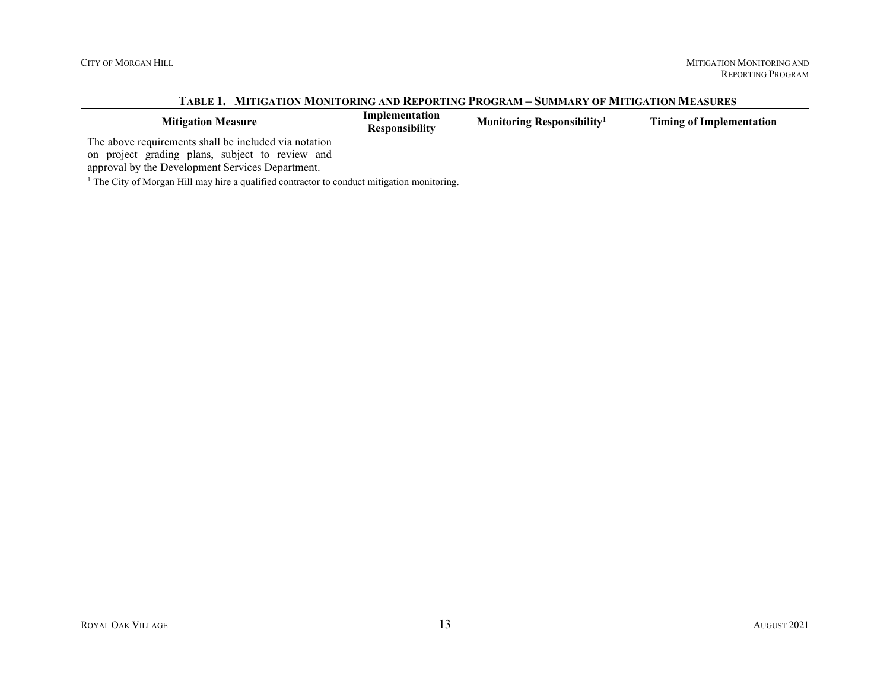**Table 1. Mitigation Monitoring and Reporting Program – Summary of Mitigation Measures**

| Mitigation Measure | Implementation Responsibility | Monitoring Responsibility[1] | Timing of Implementation |
|---|---|---|---|
| The above requirements shall be included via notation on project grading plans, subject to review and approval by the Development Services Department. | | | |

[1] The City of Morgan Hill may hire a qualified contractor to conduct mitigation monitoring.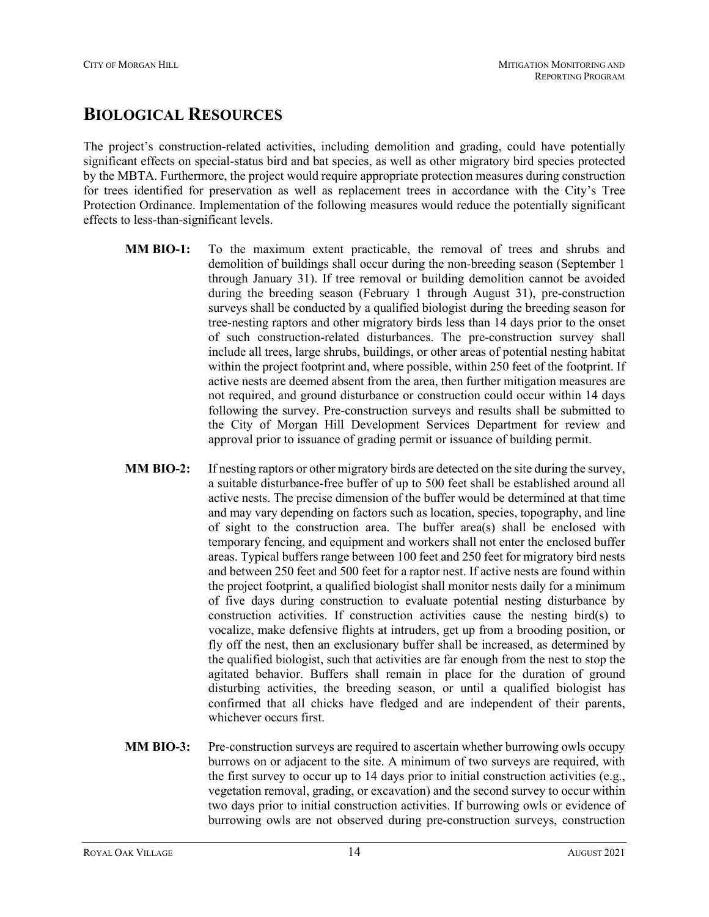## BIOLOGICAL RESOURCES

The project's construction-related activities, including demolition and grading, could have potentially significant effects on special-status bird and bat species, as well as other migratory bird species protected by the MBTA. Furthermore, the project would require appropriate protection measures during construction for trees identified for preservation as well as replacement trees in accordance with the City's Tree Protection Ordinance. Implementation of the following measures would reduce the potentially significant effects to less-than-significant levels.

**MM BIO-1:** To the maximum extent practicable, the removal of trees and shrubs and demolition of buildings shall occur during the non-breeding season (September 1 through January 31). If tree removal or building demolition cannot be avoided during the breeding season (February 1 through August 31), pre-construction surveys shall be conducted by a qualified biologist during the breeding season for tree-nesting raptors and other migratory birds less than 14 days prior to the onset of such construction-related disturbances. The pre-construction survey shall include all trees, large shrubs, buildings, or other areas of potential nesting habitat within the project footprint and, where possible, within 250 feet of the footprint. If active nests are deemed absent from the area, then further mitigation measures are not required, and ground disturbance or construction could occur within 14 days following the survey. Pre-construction surveys and results shall be submitted to the City of Morgan Hill Development Services Department for review and approval prior to issuance of grading permit or issuance of building permit.

**MM BIO-2:** If nesting raptors or other migratory birds are detected on the site during the survey, a suitable disturbance-free buffer of up to 500 feet shall be established around all active nests. The precise dimension of the buffer would be determined at that time and may vary depending on factors such as location, species, topography, and line of sight to the construction area. The buffer area(s) shall be enclosed with temporary fencing, and equipment and workers shall not enter the enclosed buffer areas. Typical buffers range between 100 feet and 250 feet for migratory bird nests and between 250 feet and 500 feet for a raptor nest. If active nests are found within the project footprint, a qualified biologist shall monitor nests daily for a minimum of five days during construction to evaluate potential nesting disturbance by construction activities. If construction activities cause the nesting bird(s) to vocalize, make defensive flights at intruders, get up from a brooding position, or fly off the nest, then an exclusionary buffer shall be increased, as determined by the qualified biologist, such that activities are far enough from the nest to stop the agitated behavior. Buffers shall remain in place for the duration of ground disturbing activities, the breeding season, or until a qualified biologist has confirmed that all chicks have fledged and are independent of their parents, whichever occurs first.

**MM BIO-3:** Pre-construction surveys are required to ascertain whether burrowing owls occupy burrows on or adjacent to the site. A minimum of two surveys are required, with the first survey to occur up to 14 days prior to initial construction activities (e.g., vegetation removal, grading, or excavation) and the second survey to occur within two days prior to initial construction activities. If burrowing owls or evidence of burrowing owls are not observed during pre-construction surveys, construction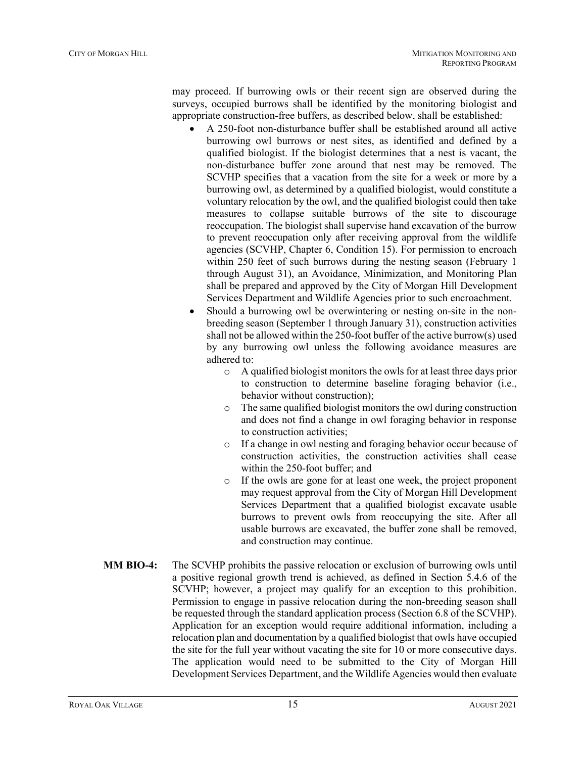may proceed. If burrowing owls or their recent sign are observed during the surveys, occupied burrows shall be identified by the monitoring biologist and appropriate construction-free buffers, as described below, shall be established:

- A 250-foot non-disturbance buffer shall be established around all active burrowing owl burrows or nest sites, as identified and defined by a qualified biologist. If the biologist determines that a nest is vacant, the non-disturbance buffer zone around that nest may be removed. The SCVHP specifies that a vacation from the site for a week or more by a burrowing owl, as determined by a qualified biologist, would constitute a voluntary relocation by the owl, and the qualified biologist could then take measures to collapse suitable burrows of the site to discourage reoccupation. The biologist shall supervise hand excavation of the burrow to prevent reoccupation only after receiving approval from the wildlife agencies (SCVHP, Chapter 6, Condition 15). For permission to encroach within 250 feet of such burrows during the nesting season (February 1 through August 31), an Avoidance, Minimization, and Monitoring Plan shall be prepared and approved by the City of Morgan Hill Development Services Department and Wildlife Agencies prior to such encroachment.
- Should a burrowing owl be overwintering or nesting on-site in the non-breeding season (September 1 through January 31), construction activities shall not be allowed within the 250-foot buffer of the active burrow(s) used by any burrowing owl unless the following avoidance measures are adhered to:
  - A qualified biologist monitors the owls for at least three days prior to construction to determine baseline foraging behavior (i.e., behavior without construction);
  - The same qualified biologist monitors the owl during construction and does not find a change in owl foraging behavior in response to construction activities;
  - If a change in owl nesting and foraging behavior occur because of construction activities, the construction activities shall cease within the 250-foot buffer; and
  - If the owls are gone for at least one week, the project proponent may request approval from the City of Morgan Hill Development Services Department that a qualified biologist excavate usable burrows to prevent owls from reoccupying the site. After all usable burrows are excavated, the buffer zone shall be removed, and construction may continue.

**MM BIO-4:** The SCVHP prohibits the passive relocation or exclusion of burrowing owls until a positive regional growth trend is achieved, as defined in Section 5.4.6 of the SCVHP; however, a project may qualify for an exception to this prohibition. Permission to engage in passive relocation during the non-breeding season shall be requested through the standard application process (Section 6.8 of the SCVHP). Application for an exception would require additional information, including a relocation plan and documentation by a qualified biologist that owls have occupied the site for the full year without vacating the site for 10 or more consecutive days. The application would need to be submitted to the City of Morgan Hill Development Services Department, and the Wildlife Agencies would then evaluate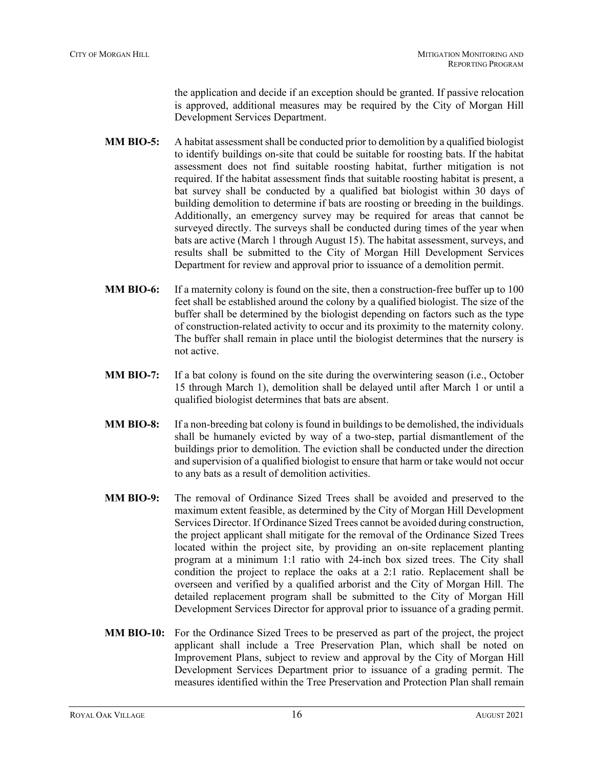the application and decide if an exception should be granted. If passive relocation is approved, additional measures may be required by the City of Morgan Hill Development Services Department.

**MM BIO-5:** A habitat assessment shall be conducted prior to demolition by a qualified biologist to identify buildings on-site that could be suitable for roosting bats. If the habitat assessment does not find suitable roosting habitat, further mitigation is not required. If the habitat assessment finds that suitable roosting habitat is present, a bat survey shall be conducted by a qualified bat biologist within 30 days of building demolition to determine if bats are roosting or breeding in the buildings. Additionally, an emergency survey may be required for areas that cannot be surveyed directly. The surveys shall be conducted during times of the year when bats are active (March 1 through August 15). The habitat assessment, surveys, and results shall be submitted to the City of Morgan Hill Development Services Department for review and approval prior to issuance of a demolition permit.

**MM BIO-6:** If a maternity colony is found on the site, then a construction-free buffer up to 100 feet shall be established around the colony by a qualified biologist. The size of the buffer shall be determined by the biologist depending on factors such as the type of construction-related activity to occur and its proximity to the maternity colony. The buffer shall remain in place until the biologist determines that the nursery is not active.

**MM BIO-7:** If a bat colony is found on the site during the overwintering season (i.e., October 15 through March 1), demolition shall be delayed until after March 1 or until a qualified biologist determines that bats are absent.

**MM BIO-8:** If a non-breeding bat colony is found in buildings to be demolished, the individuals shall be humanely evicted by way of a two-step, partial dismantlement of the buildings prior to demolition. The eviction shall be conducted under the direction and supervision of a qualified biologist to ensure that harm or take would not occur to any bats as a result of demolition activities.

**MM BIO-9:** The removal of Ordinance Sized Trees shall be avoided and preserved to the maximum extent feasible, as determined by the City of Morgan Hill Development Services Director. If Ordinance Sized Trees cannot be avoided during construction, the project applicant shall mitigate for the removal of the Ordinance Sized Trees located within the project site, by providing an on-site replacement planting program at a minimum 1:1 ratio with 24-inch box sized trees. The City shall condition the project to replace the oaks at a 2:1 ratio. Replacement shall be overseen and verified by a qualified arborist and the City of Morgan Hill. The detailed replacement program shall be submitted to the City of Morgan Hill Development Services Director for approval prior to issuance of a grading permit.

**MM BIO-10:** For the Ordinance Sized Trees to be preserved as part of the project, the project applicant shall include a Tree Preservation Plan, which shall be noted on Improvement Plans, subject to review and approval by the City of Morgan Hill Development Services Department prior to issuance of a grading permit. The measures identified within the Tree Preservation and Protection Plan shall remain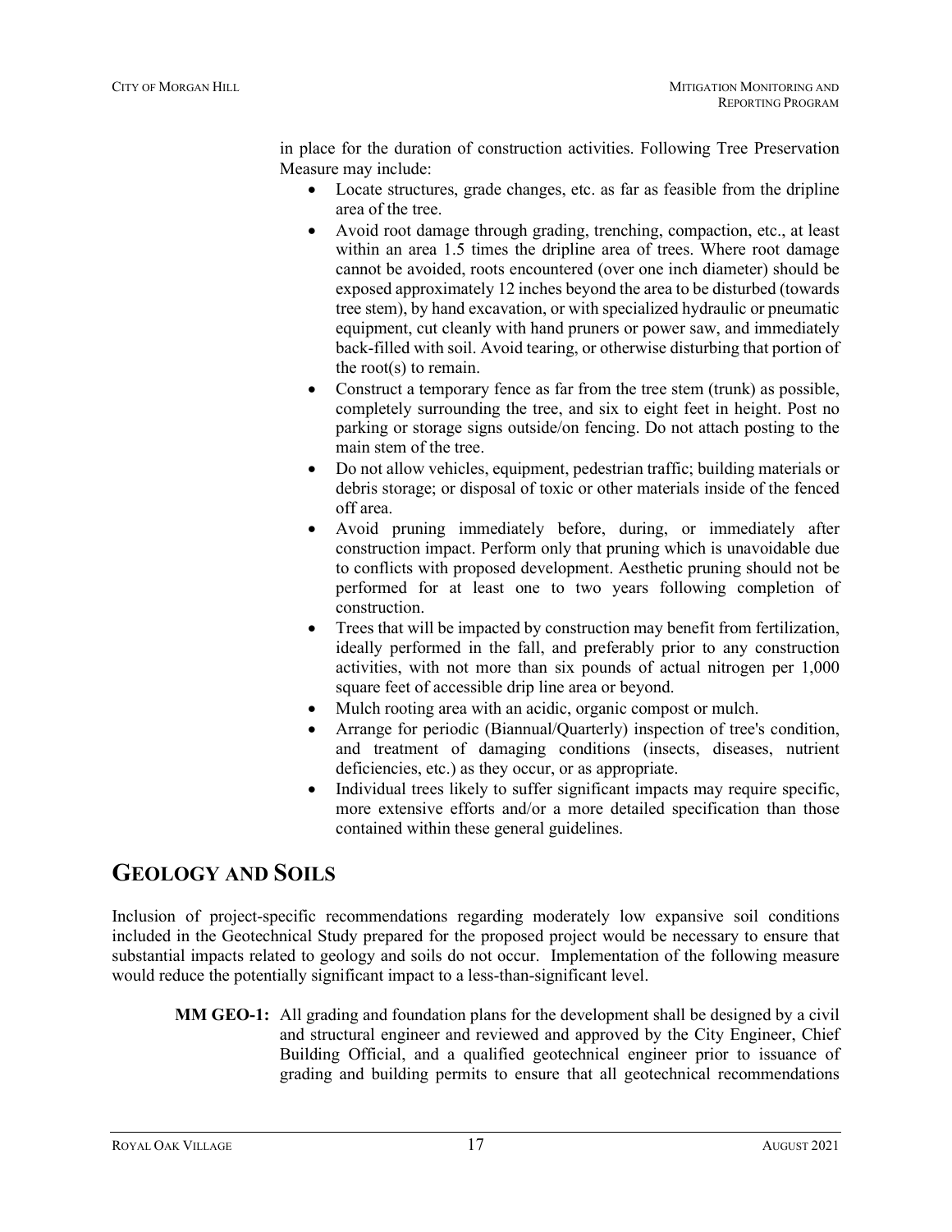in place for the duration of construction activities. Following Tree Preservation Measure may include:

- Locate structures, grade changes, etc. as far as feasible from the dripline area of the tree.
- Avoid root damage through grading, trenching, compaction, etc., at least within an area 1.5 times the dripline area of trees. Where root damage cannot be avoided, roots encountered (over one inch diameter) should be exposed approximately 12 inches beyond the area to be disturbed (towards tree stem), by hand excavation, or with specialized hydraulic or pneumatic equipment, cut cleanly with hand pruners or power saw, and immediately back-filled with soil. Avoid tearing, or otherwise disturbing that portion of the root(s) to remain.
- Construct a temporary fence as far from the tree stem (trunk) as possible, completely surrounding the tree, and six to eight feet in height. Post no parking or storage signs outside/on fencing. Do not attach posting to the main stem of the tree.
- Do not allow vehicles, equipment, pedestrian traffic; building materials or debris storage; or disposal of toxic or other materials inside of the fenced off area.
- Avoid pruning immediately before, during, or immediately after construction impact. Perform only that pruning which is unavoidable due to conflicts with proposed development. Aesthetic pruning should not be performed for at least one to two years following completion of construction.
- Trees that will be impacted by construction may benefit from fertilization, ideally performed in the fall, and preferably prior to any construction activities, with not more than six pounds of actual nitrogen per 1,000 square feet of accessible drip line area or beyond.
- Mulch rooting area with an acidic, organic compost or mulch.
- Arrange for periodic (Biannual/Quarterly) inspection of tree's condition, and treatment of damaging conditions (insects, diseases, nutrient deficiencies, etc.) as they occur, or as appropriate.
- Individual trees likely to suffer significant impacts may require specific, more extensive efforts and/or a more detailed specification than those contained within these general guidelines.

## GEOLOGY AND SOILS

Inclusion of project-specific recommendations regarding moderately low expansive soil conditions included in the Geotechnical Study prepared for the proposed project would be necessary to ensure that substantial impacts related to geology and soils do not occur. Implementation of the following measure would reduce the potentially significant impact to a less-than-significant level.

**MM GEO-1:** All grading and foundation plans for the development shall be designed by a civil and structural engineer and reviewed and approved by the City Engineer, Chief Building Official, and a qualified geotechnical engineer prior to issuance of grading and building permits to ensure that all geotechnical recommendations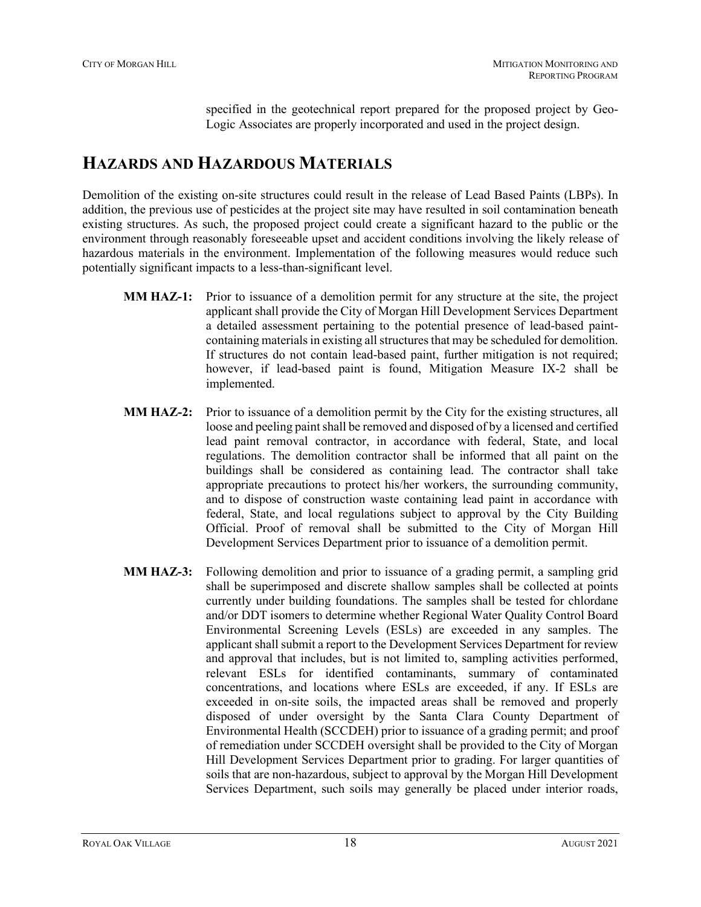specified in the geotechnical report prepared for the proposed project by Geo-Logic Associates are properly incorporated and used in the project design.

## HAZARDS AND HAZARDOUS MATERIALS

Demolition of the existing on-site structures could result in the release of Lead Based Paints (LBPs). In addition, the previous use of pesticides at the project site may have resulted in soil contamination beneath existing structures. As such, the proposed project could create a significant hazard to the public or the environment through reasonably foreseeable upset and accident conditions involving the likely release of hazardous materials in the environment. Implementation of the following measures would reduce such potentially significant impacts to a less-than-significant level.

**MM HAZ-1:** Prior to issuance of a demolition permit for any structure at the site, the project applicant shall provide the City of Morgan Hill Development Services Department a detailed assessment pertaining to the potential presence of lead-based paint-containing materials in existing all structures that may be scheduled for demolition. If structures do not contain lead-based paint, further mitigation is not required; however, if lead-based paint is found, Mitigation Measure IX-2 shall be implemented.

**MM HAZ-2:** Prior to issuance of a demolition permit by the City for the existing structures, all loose and peeling paint shall be removed and disposed of by a licensed and certified lead paint removal contractor, in accordance with federal, State, and local regulations. The demolition contractor shall be informed that all paint on the buildings shall be considered as containing lead. The contractor shall take appropriate precautions to protect his/her workers, the surrounding community, and to dispose of construction waste containing lead paint in accordance with federal, State, and local regulations subject to approval by the City Building Official. Proof of removal shall be submitted to the City of Morgan Hill Development Services Department prior to issuance of a demolition permit.

**MM HAZ-3:** Following demolition and prior to issuance of a grading permit, a sampling grid shall be superimposed and discrete shallow samples shall be collected at points currently under building foundations. The samples shall be tested for chlordane and/or DDT isomers to determine whether Regional Water Quality Control Board Environmental Screening Levels (ESLs) are exceeded in any samples. The applicant shall submit a report to the Development Services Department for review and approval that includes, but is not limited to, sampling activities performed, relevant ESLs for identified contaminants, summary of contaminated concentrations, and locations where ESLs are exceeded, if any. If ESLs are exceeded in on-site soils, the impacted areas shall be removed and properly disposed of under oversight by the Santa Clara County Department of Environmental Health (SCCDEH) prior to issuance of a grading permit; and proof of remediation under SCCDEH oversight shall be provided to the City of Morgan Hill Development Services Department prior to grading. For larger quantities of soils that are non-hazardous, subject to approval by the Morgan Hill Development Services Department, such soils may generally be placed under interior roads,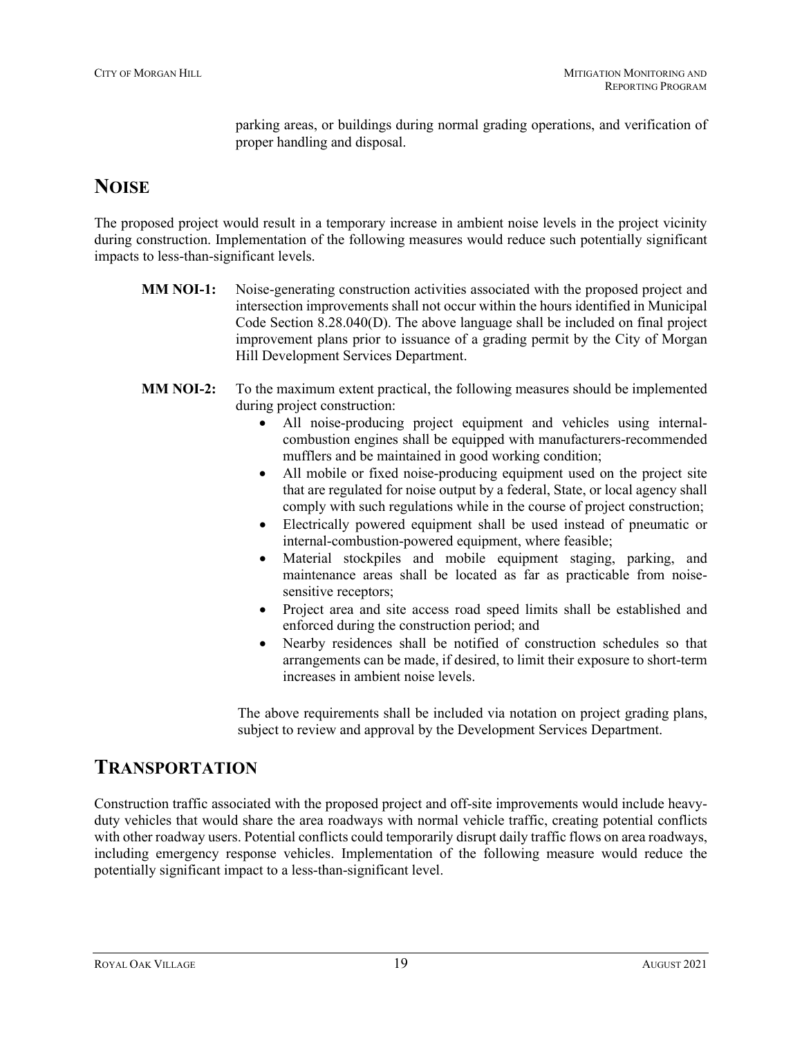parking areas, or buildings during normal grading operations, and verification of proper handling and disposal.

## NOISE

The proposed project would result in a temporary increase in ambient noise levels in the project vicinity during construction. Implementation of the following measures would reduce such potentially significant impacts to less-than-significant levels.

**MM NOI-1:** Noise-generating construction activities associated with the proposed project and intersection improvements shall not occur within the hours identified in Municipal Code Section 8.28.040(D). The above language shall be included on final project improvement plans prior to issuance of a grading permit by the City of Morgan Hill Development Services Department.

**MM NOI-2:** To the maximum extent practical, the following measures should be implemented during project construction:

- All noise-producing project equipment and vehicles using internal-combustion engines shall be equipped with manufacturers-recommended mufflers and be maintained in good working condition;
- All mobile or fixed noise-producing equipment used on the project site that are regulated for noise output by a federal, State, or local agency shall comply with such regulations while in the course of project construction;
- Electrically powered equipment shall be used instead of pneumatic or internal-combustion-powered equipment, where feasible;
- Material stockpiles and mobile equipment staging, parking, and maintenance areas shall be located as far as practicable from noise-sensitive receptors;
- Project area and site access road speed limits shall be established and enforced during the construction period; and
- Nearby residences shall be notified of construction schedules so that arrangements can be made, if desired, to limit their exposure to short-term increases in ambient noise levels.

The above requirements shall be included via notation on project grading plans, subject to review and approval by the Development Services Department.

## TRANSPORTATION

Construction traffic associated with the proposed project and off-site improvements would include heavy-duty vehicles that would share the area roadways with normal vehicle traffic, creating potential conflicts with other roadway users. Potential conflicts could temporarily disrupt daily traffic flows on area roadways, including emergency response vehicles. Implementation of the following measure would reduce the potentially significant impact to a less-than-significant level.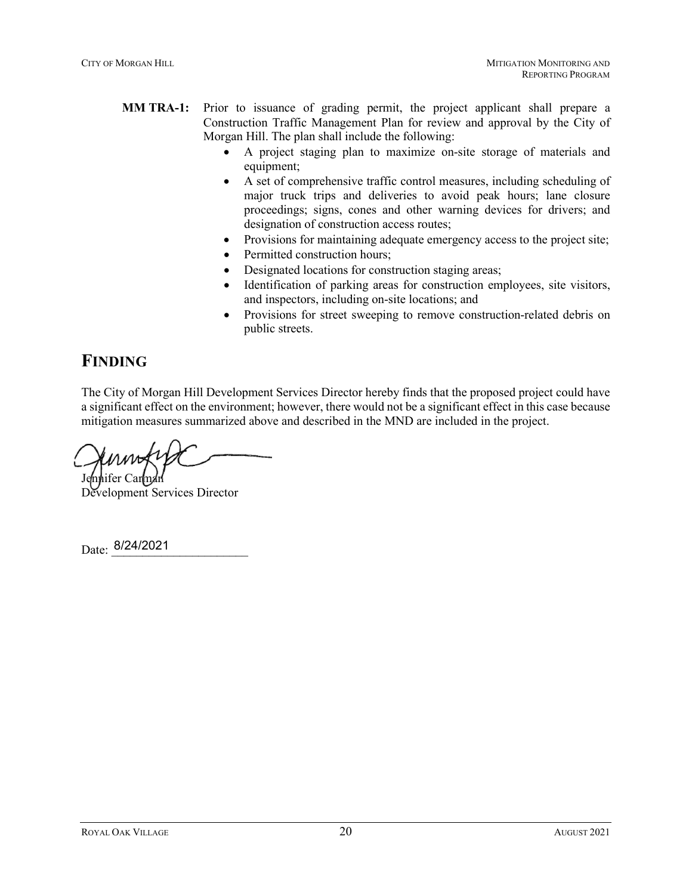**MM TRA-1:** Prior to issuance of grading permit, the project applicant shall prepare a Construction Traffic Management Plan for review and approval by the City of Morgan Hill. The plan shall include the following:

- A project staging plan to maximize on-site storage of materials and equipment;
- A set of comprehensive traffic control measures, including scheduling of major truck trips and deliveries to avoid peak hours; lane closure proceedings; signs, cones and other warning devices for drivers; and designation of construction access routes;
- Provisions for maintaining adequate emergency access to the project site;
- Permitted construction hours;
- Designated locations for construction staging areas;
- Identification of parking areas for construction employees, site visitors, and inspectors, including on-site locations; and
- Provisions for street sweeping to remove construction-related debris on public streets.

## FINDING

The City of Morgan Hill Development Services Director hereby finds that the proposed project could have a significant effect on the environment; however, there would not be a significant effect in this case because mitigation measures summarized above and described in the MND are included in the project.

Jennifer Carman
Development Services Director

Date: 8/24/2021